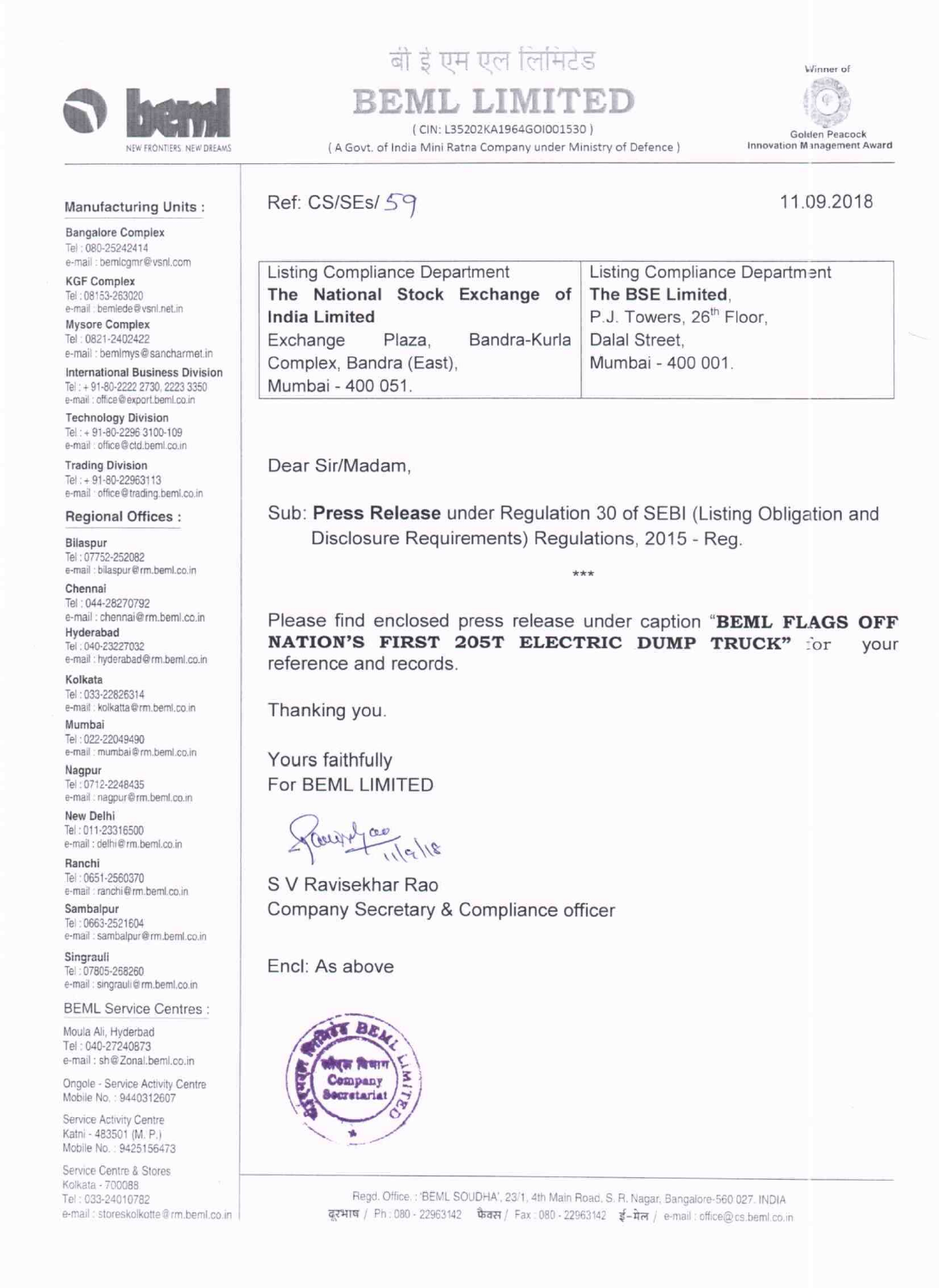बी इ एम एल लिमिटेड

# BEML LIMITED

(CIN: L35202KA1964GOI001530)

(A Govt. of India Mini Ratna Company under Ministry of Defence)

Winner of Golden Peacock Innovation Management Award

**Manufacturing Units :**

**Bangalore Complex**
Tel : 080-25242414
e-mail : bemlcgmr@vsnl.com

**KGF Complex**
Tel : 08153-263020
e-mail : bemlede@vsnl.net.in

**Mysore Complex**
Tel : 0821-2402422
e-mail : bemlmys@sancharmet.in

**International Business Division**
Tel : + 91-80-2222 2730, 2223 3350
e-mail : office@export.beml.co.in

**Technology Division**
Tel : + 91-80-2296 3100-109
e-mail : office@ctd.beml.co.in

**Trading Division**
Tel : + 91-80-22963113
e-mail : office@trading.beml.co.in

**Regional Offices :**

**Bilaspur**
Tel : 07752-252082
e-mail : bilaspur@rm.beml.co.in

**Chennai**
Tel : 044-28270792
e-mail : chennai@rm.beml.co.in

**Hyderabad**
Tel : 040-23227032
e-mail : hyderabad@rm.beml.co.in

**Kolkata**
Tel : 033-22826314
e-mail : kolkatta@rm.beml.co.in

**Mumbai**
Tel : 022-22049490
e-mail : mumbai@rm.beml.co.in

**Nagpur**
Tel : 0712-2248435
e-mail : nagpur@rm.beml.co.in

**New Delhi**
Tel : 011-23316500
e-mail : delhi@rm.beml.co.in

**Ranchi**
Tel : 0651-2560370
e-mail : ranchi@rm.beml.co.in

**Sambalpur**
Tel : 0663-2521604
e-mail : sambalpur@rm.beml.co.in

**Singrauli**
Tel : 07805-268260
e-mail : singrauli@rm.beml.co.in

**BEML Service Centres :**

Moula Ali, Hyderbad
Tel : 040-27240873
e-mail : sh@Zonal.beml.co.in

Ongole - Service Activity Centre
Mobile No. : 9440312607

Service Activity Centre
Katni - 483501 (M. P.)
Mobile No. : 9425156473

Service Centre & Stores
Kolkata - 700088
Tel : 033-24010782
e-mail : storeskolkotte@rm.beml.co.in

---

Ref: CS/SEs/ 59

11.09.2018

| Listing Compliance Department<br>**The National Stock Exchange of India Limited**<br>Exchange Plaza, Bandra-Kurla Complex, Bandra (East),<br>Mumbai - 400 051. | Listing Compliance Department<br>**The BSE Limited**,<br>P.J. Towers, 26th Floor,<br>Dalal Street,<br>Mumbai - 400 001. |
|---|---|

Dear Sir/Madam,

Sub: **Press Release** under Regulation 30 of SEBI (Listing Obligation and Disclosure Requirements) Regulations, 2015 - Reg.

***

Please find enclosed press release under caption "**BEML FLAGS OFF NATION'S FIRST 205T ELECTRIC DUMP TRUCK**" for your reference and records.

Thanking you.

Yours faithfully
For BEML LIMITED

S V Ravisekhar Rao
Company Secretary & Compliance officer

Encl: As above

Regd. Office : 'BEML SOUDHA', 23/1, 4th Main Road, S. R. Nagar, Bangalore-560 027. INDIA
दूरभाष / Ph : 080 - 22963142 फैक्स / Fax : 080 - 22963142 ई-मेल / e-mail : office@cs.beml.co.in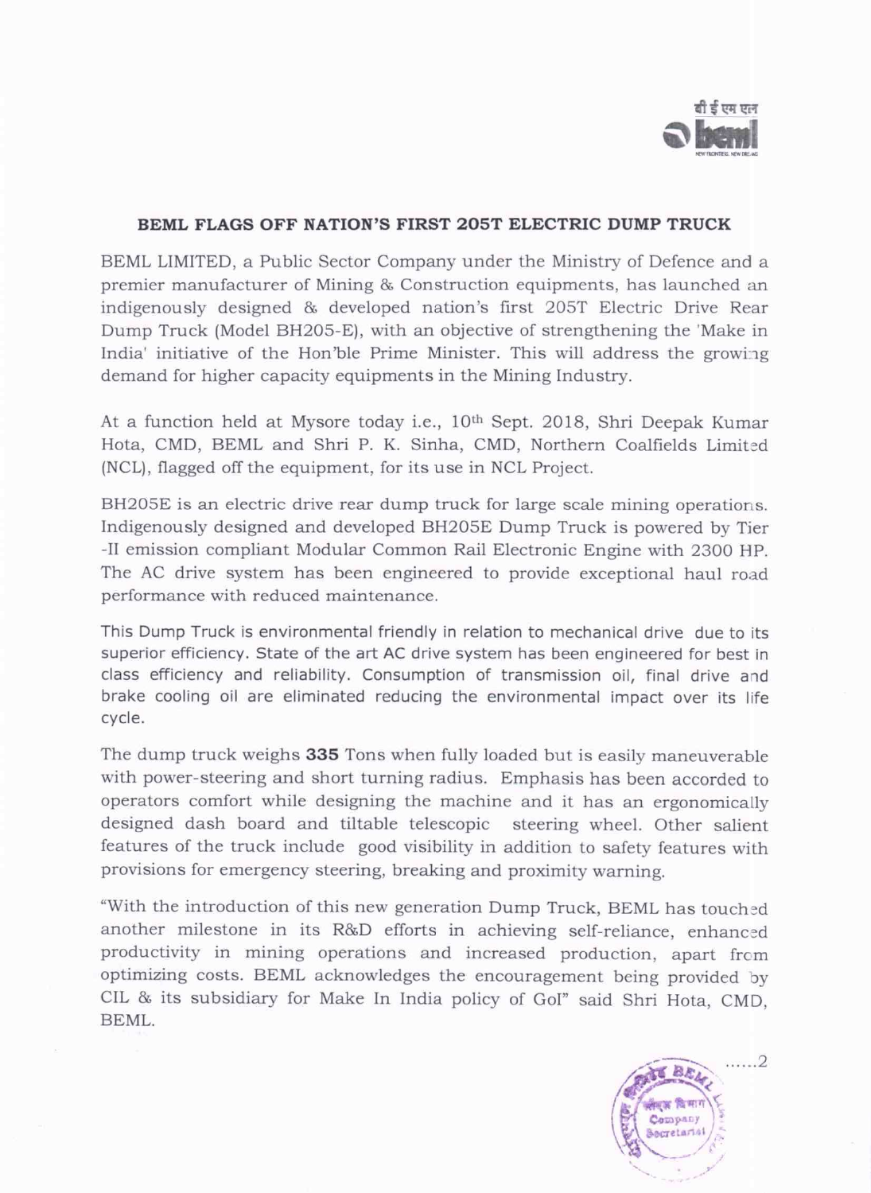## BEML FLAGS OFF NATION'S FIRST 205T ELECTRIC DUMP TRUCK

BEML LIMITED, a Public Sector Company under the Ministry of Defence and a premier manufacturer of Mining & Construction equipments, has launched an indigenously designed & developed nation's first 205T Electric Drive Rear Dump Truck (Model BH205-E), with an objective of strengthening the 'Make in India' initiative of the Hon'ble Prime Minister. This will address the growing demand for higher capacity equipments in the Mining Industry.

At a function held at Mysore today i.e., 10th Sept. 2018, Shri Deepak Kumar Hota, CMD, BEML and Shri P. K. Sinha, CMD, Northern Coalfields Limited (NCL), flagged off the equipment, for its use in NCL Project.

BH205E is an electric drive rear dump truck for large scale mining operations. Indigenously designed and developed BH205E Dump Truck is powered by Tier -II emission compliant Modular Common Rail Electronic Engine with 2300 HP. The AC drive system has been engineered to provide exceptional haul road performance with reduced maintenance.

This Dump Truck is environmental friendly in relation to mechanical drive due to its superior efficiency. State of the art AC drive system has been engineered for best in class efficiency and reliability. Consumption of transmission oil, final drive and brake cooling oil are eliminated reducing the environmental impact over its life cycle.

The dump truck weighs **335** Tons when fully loaded but is easily maneuverable with power-steering and short turning radius. Emphasis has been accorded to operators comfort while designing the machine and it has an ergonomically designed dash board and tiltable telescopic steering wheel. Other salient features of the truck include good visibility in addition to safety features with provisions for emergency steering, breaking and proximity warning.

"With the introduction of this new generation Dump Truck, BEML has touched another milestone in its R&D efforts in achieving self-reliance, enhanced productivity in mining operations and increased production, apart from optimizing costs. BEML acknowledges the encouragement being provided by CIL & its subsidiary for Make In India policy of GoI" said Shri Hota, CMD, BEML.

......2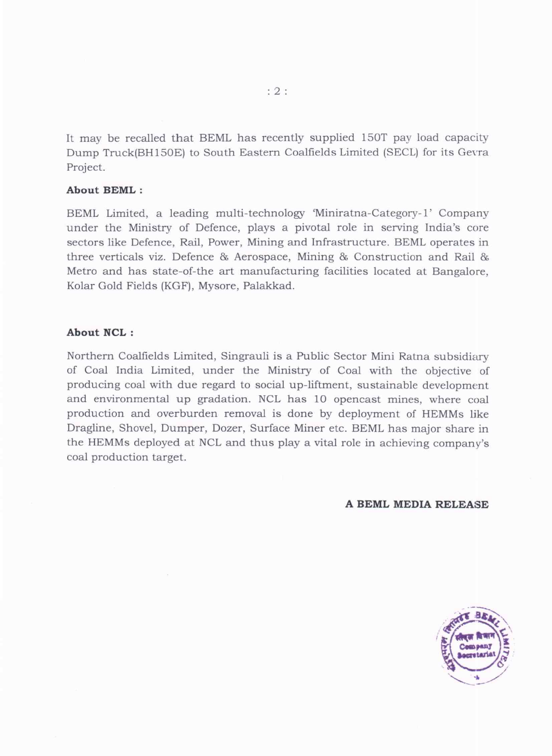It may be recalled that BEML has recently supplied 150T pay load capacity Dump Truck(BH150E) to South Eastern Coalfields Limited (SECL) for its Gevra Project.

**About BEML :**

BEML Limited, a leading multi-technology 'Miniratna-Category-1' Company under the Ministry of Defence, plays a pivotal role in serving India's core sectors like Defence, Rail, Power, Mining and Infrastructure. BEML operates in three verticals viz. Defence & Aerospace, Mining & Construction and Rail & Metro and has state-of-the art manufacturing facilities located at Bangalore, Kolar Gold Fields (KGF), Mysore, Palakkad.

**About NCL :**

Northern Coalfields Limited, Singrauli is a Public Sector Mini Ratna subsidiary of Coal India Limited, under the Ministry of Coal with the objective of producing coal with due regard to social up-liftment, sustainable development and environmental up gradation. NCL has 10 opencast mines, where coal production and overburden removal is done by deployment of HEMMs like Dragline, Shovel, Dumper, Dozer, Surface Miner etc. BEML has major share in the HEMMs deployed at NCL and thus play a vital role in achieving company's coal production target.

**A BEML MEDIA RELEASE**